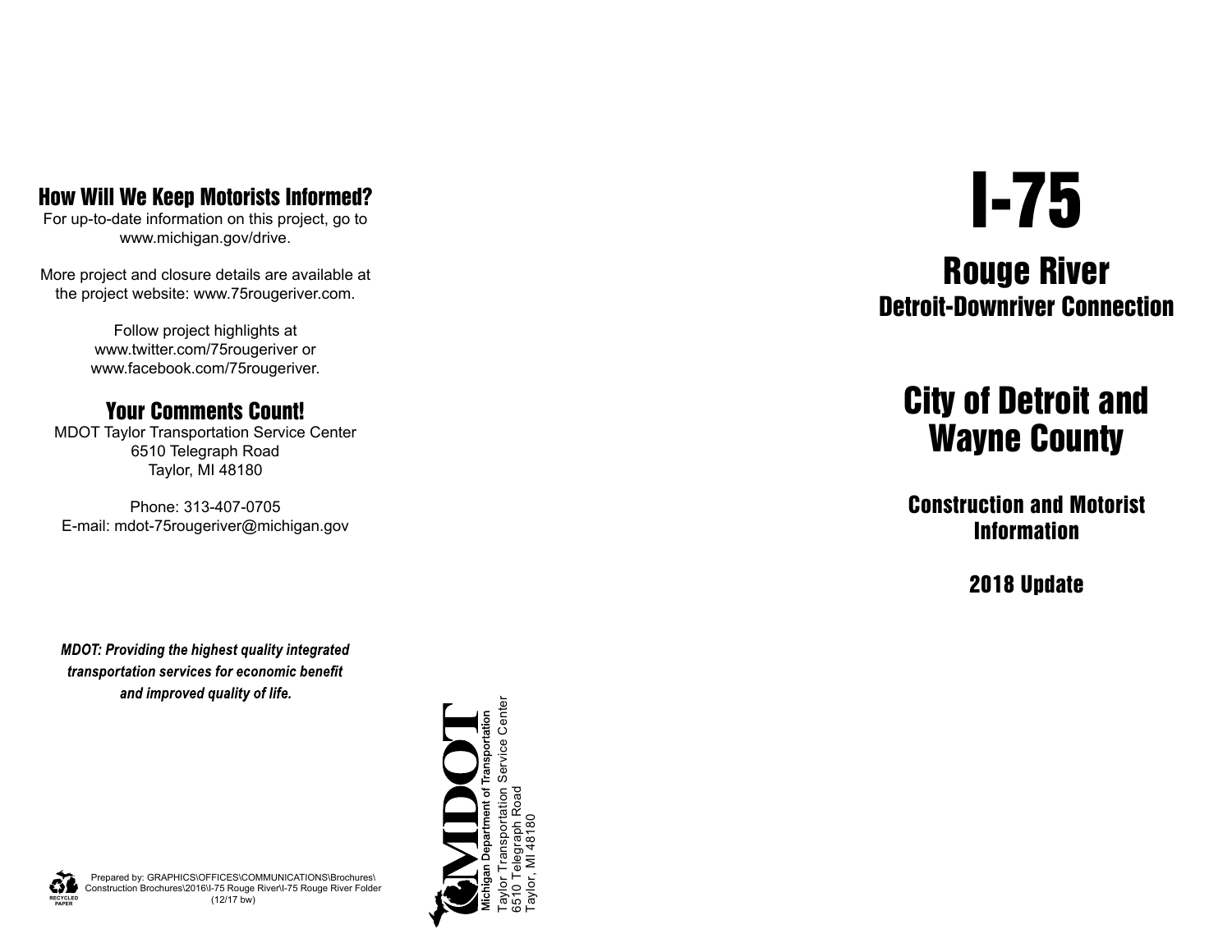## How Will We Keep Motorists Informed?

For up-to-date information on this project, go to www.michigan.gov/drive.

More project and closure details are available at the project website: www.75rougeriver.com.

Follow project highlights at www.twitter.com/75rougeriver or www.facebook.com/75rougeriver.

## Your Comments Count!

MDOT Taylor Transportation Service Center
6510 Telegraph Road
Taylor, MI 48180

Phone: 313-407-0705
E-mail: mdot-75rougeriver@michigan.gov

***MDOT: Providing the highest quality integrated transportation services for economic benefit and improved quality of life.***

Prepared by: GRAPHICS\OFFICES\COMMUNICATIONS\Brochures\Construction Brochures\2016\I-75 Rouge River\I-75 Rouge River Folder (12/17 bw)

RECYCLED PAPER

MDOT
Michigan Department of Transportation
Taylor Transportation Service Center
6510 Telegraph Road
Taylor, MI 48180

# I-75

## Rouge River

### Detroit-Downriver Connection

## City of Detroit and Wayne County

### Construction and Motorist Information

### 2018 Update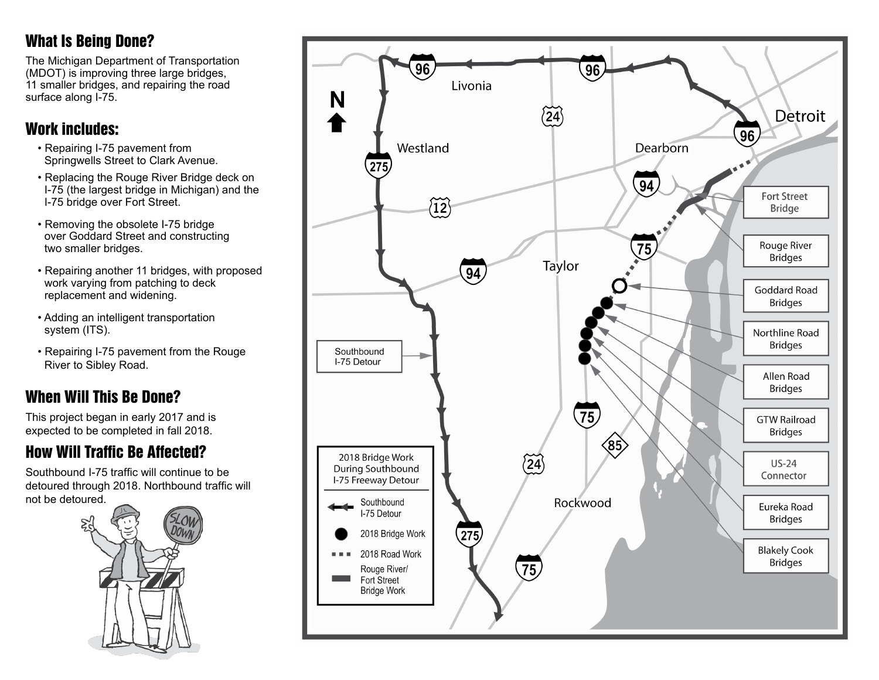## What Is Being Done?

The Michigan Department of Transportation (MDOT) is improving three large bridges, 11 smaller bridges, and repairing the road surface along I-75.

## Work includes:

- Repairing I-75 pavement from Springwells Street to Clark Avenue.
- Replacing the Rouge River Bridge deck on I-75 (the largest bridge in Michigan) and the I-75 bridge over Fort Street.
- Removing the obsolete I-75 bridge over Goddard Street and constructing two smaller bridges.
- Repairing another 11 bridges, with proposed work varying from patching to deck replacement and widening.
- Adding an intelligent transportation system (ITS).
- Repairing I-75 pavement from the Rouge River to Sibley Road.

## When Will This Be Done?

This project began in early 2017 and is expected to be completed in fall 2018.

## How Will Traffic Be Affected?

Southbound I-75 traffic will continue to be detoured through 2018. Northbound traffic will not be detoured.

SLOW DOWN

N

96
96
96
Livonia
24
Detroit
Westland
Dearborn
275
94
12
75
94
Taylor
Fort Street Bridge
Rouge River Bridges
Goddard Road Bridges
Northline Road Bridges
Allen Road Bridges
GTW Railroad Bridges
US-24 Connector
Eureka Road Bridges
Blakely Cook Bridges
Southbound I-75 Detour
75
85
24
Rockwood
275
75

2018 Bridge Work During Southbound I-75 Freeway Detour

Southbound I-75 Detour
2018 Bridge Work
2018 Road Work
Rouge River/ Fort Street Bridge Work